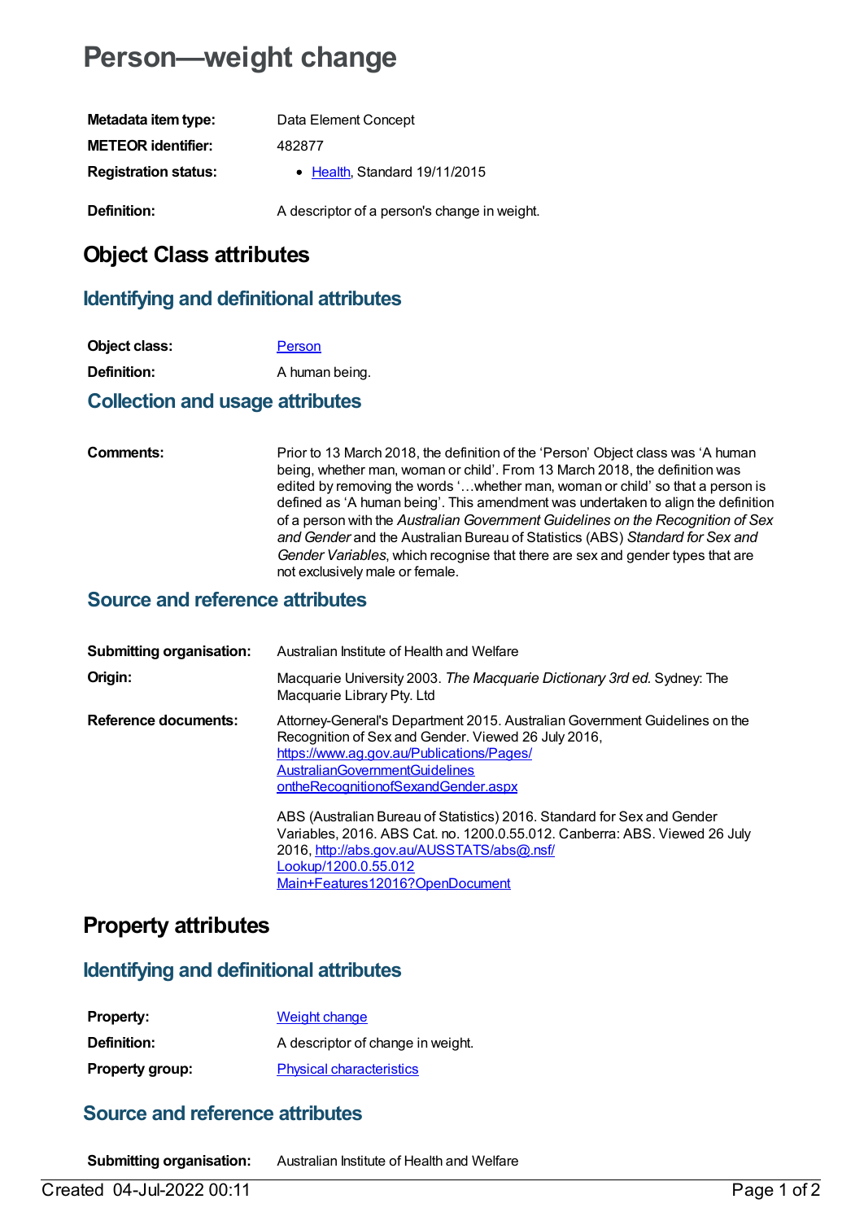# Person—weight change

| | |
|---|---|
| **Metadata item type:** | Data Element Concept |
| **METEOR identifier:** | 482877 |
| **Registration status:** | • Health, Standard 19/11/2015 |
| **Definition:** | A descriptor of a person's change in weight. |

## Object Class attributes

### Identifying and definitional attributes

| | |
|---|---|
| **Object class:** | Person |
| **Definition:** | A human being. |

### Collection and usage attributes

| | |
|---|---|
| **Comments:** | Prior to 13 March 2018, the definition of the 'Person' Object class was 'A human being, whether man, woman or child'. From 13 March 2018, the definition was edited by removing the words '…whether man, woman or child' so that a person is defined as 'A human being'. This amendment was undertaken to align the definition of a person with the *Australian Government Guidelines on the Recognition of Sex and Gender* and the Australian Bureau of Statistics (ABS) *Standard for Sex and Gender Variables*, which recognise that there are sex and gender types that are not exclusively male or female. |

### Source and reference attributes

| | |
|---|---|
| **Submitting organisation:** | Australian Institute of Health and Welfare |
| **Origin:** | Macquarie University 2003. *The Macquarie Dictionary 3rd ed.* Sydney: The Macquarie Library Pty. Ltd |
| **Reference documents:** | Attorney-General's Department 2015. Australian Government Guidelines on the Recognition of Sex and Gender. Viewed 26 July 2016, https://www.ag.gov.au/Publications/Pages/AustralianGovernmentGuidelinesontheRecognitionofSexandGender.aspx<br><br>ABS (Australian Bureau of Statistics) 2016. Standard for Sex and Gender Variables, 2016. ABS Cat. no. 1200.0.55.012. Canberra: ABS. Viewed 26 July 2016, http://abs.gov.au/AUSSTATS/abs@.nsf/Lookup/1200.0.55.012Main+Features12016?OpenDocument |

## Property attributes

### Identifying and definitional attributes

| | |
|---|---|
| **Property:** | Weight change |
| **Definition:** | A descriptor of change in weight. |
| **Property group:** | Physical characteristics |

### Source and reference attributes

| | |
|---|---|
| **Submitting organisation:** | Australian Institute of Health and Welfare |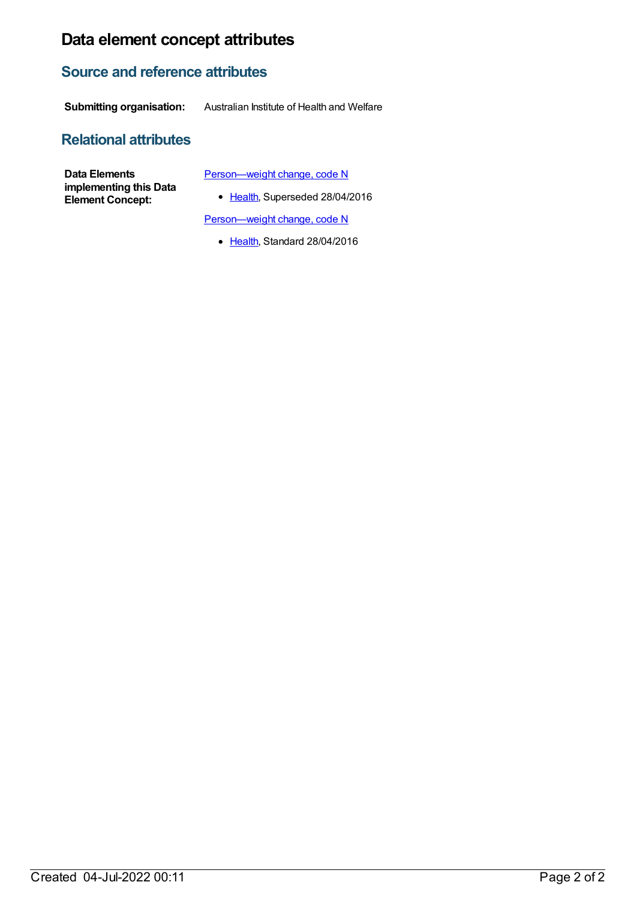# Data element concept attributes

## Source and reference attributes

**Submitting organisation:** Australian Institute of Health and Welfare

## Relational attributes

**Data Elements implementing this Data Element Concept:**

Person—weight change, code N

- Health, Superseded 28/04/2016

Person—weight change, code N

- Health, Standard 28/04/2016